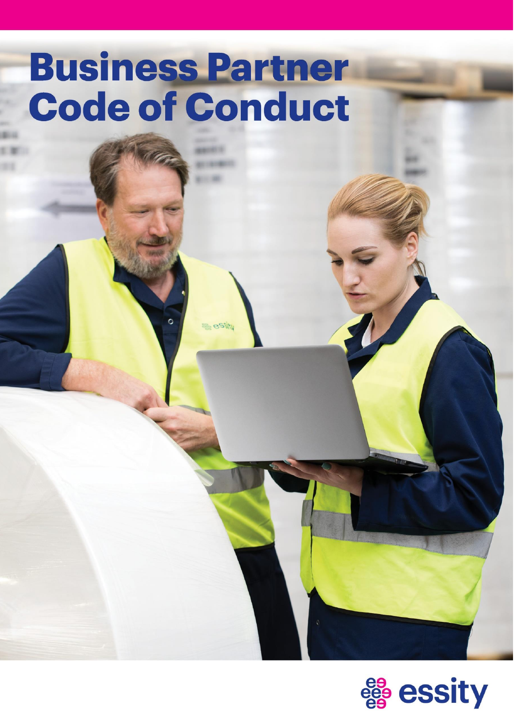# Business Partner Code of Conduct

essity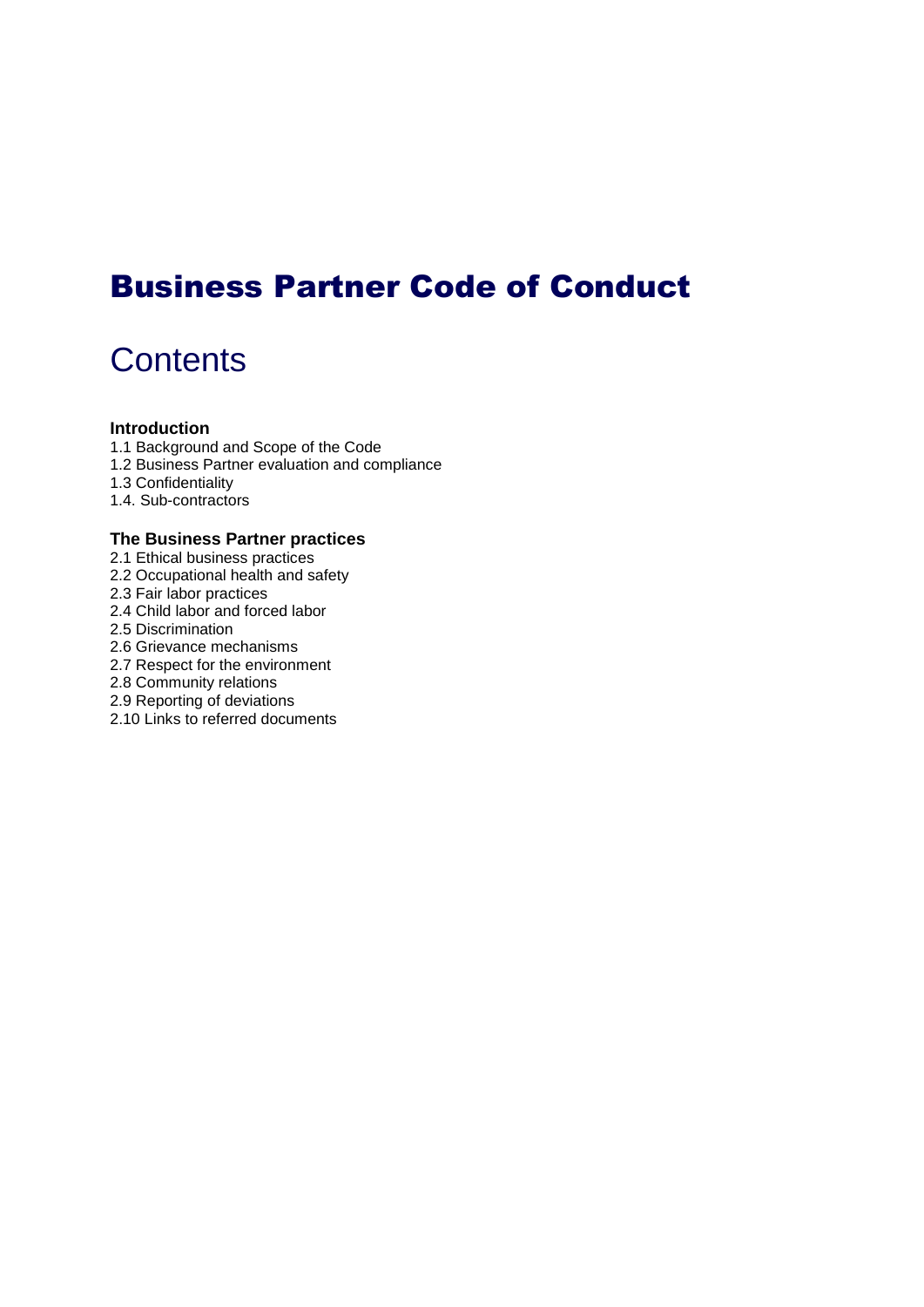# Business Partner Code of Conduct

## Contents

**Introduction**

1.1 Background and Scope of the Code
1.2 Business Partner evaluation and compliance
1.3 Confidentiality
1.4. Sub-contractors

**The Business Partner practices**

2.1 Ethical business practices
2.2 Occupational health and safety
2.3 Fair labor practices
2.4 Child labor and forced labor
2.5 Discrimination
2.6 Grievance mechanisms
2.7 Respect for the environment
2.8 Community relations
2.9 Reporting of deviations
2.10 Links to referred documents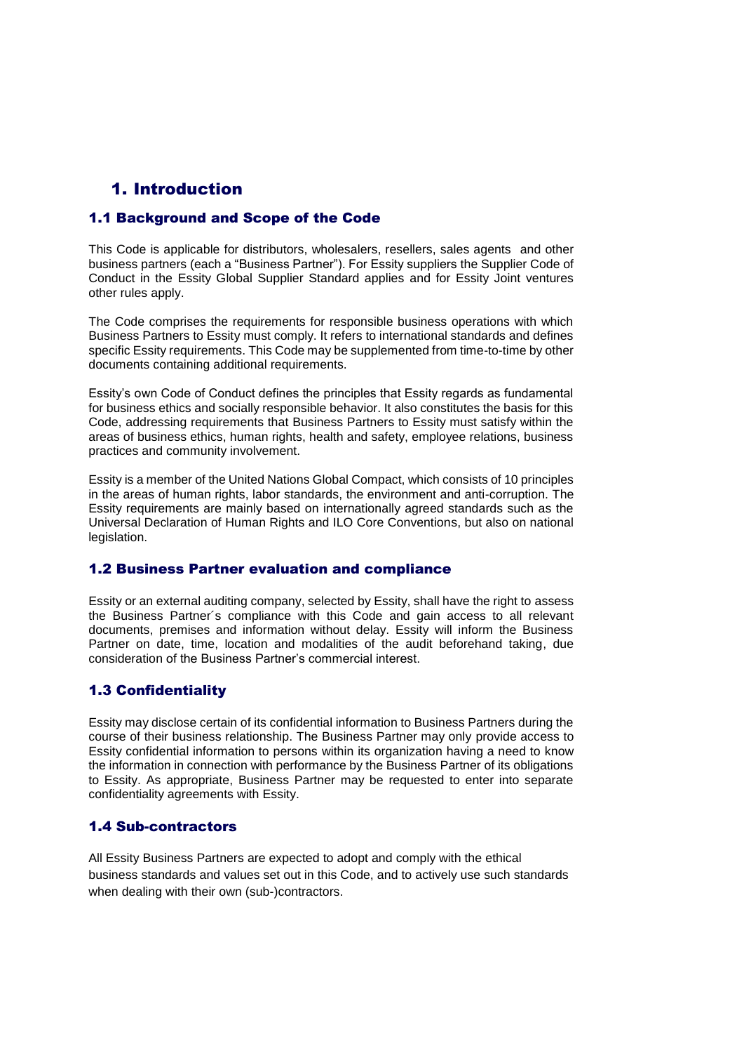# 1. Introduction

## 1.1 Background and Scope of the Code

This Code is applicable for distributors, wholesalers, resellers, sales agents and other business partners (each a "Business Partner"). For Essity suppliers the Supplier Code of Conduct in the Essity Global Supplier Standard applies and for Essity Joint ventures other rules apply.

The Code comprises the requirements for responsible business operations with which Business Partners to Essity must comply. It refers to international standards and defines specific Essity requirements. This Code may be supplemented from time-to-time by other documents containing additional requirements.

Essity's own Code of Conduct defines the principles that Essity regards as fundamental for business ethics and socially responsible behavior. It also constitutes the basis for this Code, addressing requirements that Business Partners to Essity must satisfy within the areas of business ethics, human rights, health and safety, employee relations, business practices and community involvement.

Essity is a member of the United Nations Global Compact, which consists of 10 principles in the areas of human rights, labor standards, the environment and anti-corruption. The Essity requirements are mainly based on internationally agreed standards such as the Universal Declaration of Human Rights and ILO Core Conventions, but also on national legislation.

## 1.2 Business Partner evaluation and compliance

Essity or an external auditing company, selected by Essity, shall have the right to assess the Business Partner´s compliance with this Code and gain access to all relevant documents, premises and information without delay. Essity will inform the Business Partner on date, time, location and modalities of the audit beforehand taking, due consideration of the Business Partner's commercial interest.

## 1.3 Confidentiality

Essity may disclose certain of its confidential information to Business Partners during the course of their business relationship. The Business Partner may only provide access to Essity confidential information to persons within its organization having a need to know the information in connection with performance by the Business Partner of its obligations to Essity. As appropriate, Business Partner may be requested to enter into separate confidentiality agreements with Essity.

## 1.4 Sub-contractors

All Essity Business Partners are expected to adopt and comply with the ethical business standards and values set out in this Code, and to actively use such standards when dealing with their own (sub-)contractors.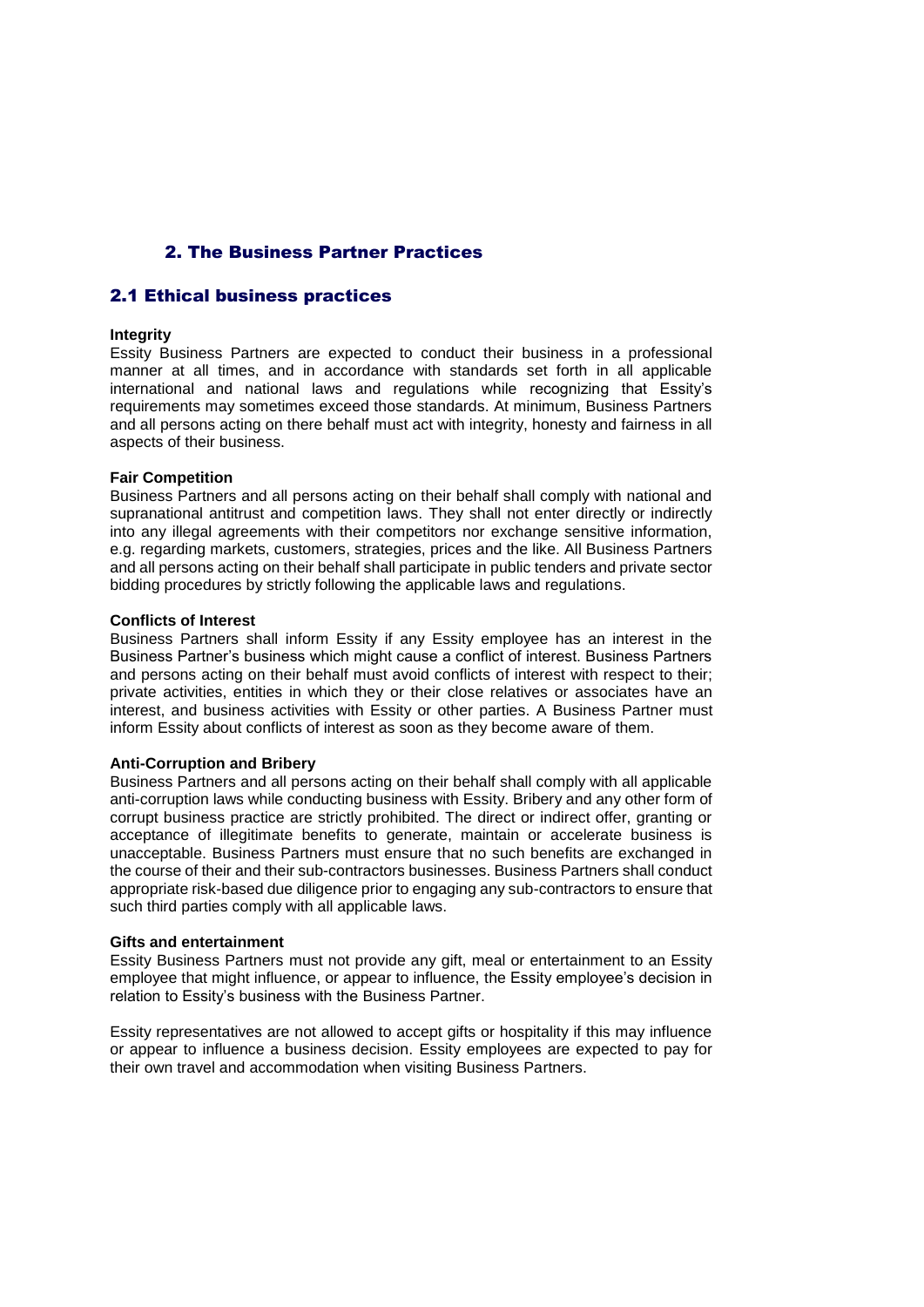# 2. The Business Partner Practices

## 2.1 Ethical business practices

**Integrity**

Essity Business Partners are expected to conduct their business in a professional manner at all times, and in accordance with standards set forth in all applicable international and national laws and regulations while recognizing that Essity's requirements may sometimes exceed those standards. At minimum, Business Partners and all persons acting on there behalf must act with integrity, honesty and fairness in all aspects of their business.

**Fair Competition**

Business Partners and all persons acting on their behalf shall comply with national and supranational antitrust and competition laws. They shall not enter directly or indirectly into any illegal agreements with their competitors nor exchange sensitive information, e.g. regarding markets, customers, strategies, prices and the like. All Business Partners and all persons acting on their behalf shall participate in public tenders and private sector bidding procedures by strictly following the applicable laws and regulations.

**Conflicts of Interest**

Business Partners shall inform Essity if any Essity employee has an interest in the Business Partner's business which might cause a conflict of interest. Business Partners and persons acting on their behalf must avoid conflicts of interest with respect to their; private activities, entities in which they or their close relatives or associates have an interest, and business activities with Essity or other parties. A Business Partner must inform Essity about conflicts of interest as soon as they become aware of them.

**Anti-Corruption and Bribery**

Business Partners and all persons acting on their behalf shall comply with all applicable anti-corruption laws while conducting business with Essity. Bribery and any other form of corrupt business practice are strictly prohibited. The direct or indirect offer, granting or acceptance of illegitimate benefits to generate, maintain or accelerate business is unacceptable. Business Partners must ensure that no such benefits are exchanged in the course of their and their sub-contractors businesses. Business Partners shall conduct appropriate risk-based due diligence prior to engaging any sub-contractors to ensure that such third parties comply with all applicable laws.

**Gifts and entertainment**

Essity Business Partners must not provide any gift, meal or entertainment to an Essity employee that might influence, or appear to influence, the Essity employee's decision in relation to Essity's business with the Business Partner.

Essity representatives are not allowed to accept gifts or hospitality if this may influence or appear to influence a business decision. Essity employees are expected to pay for their own travel and accommodation when visiting Business Partners.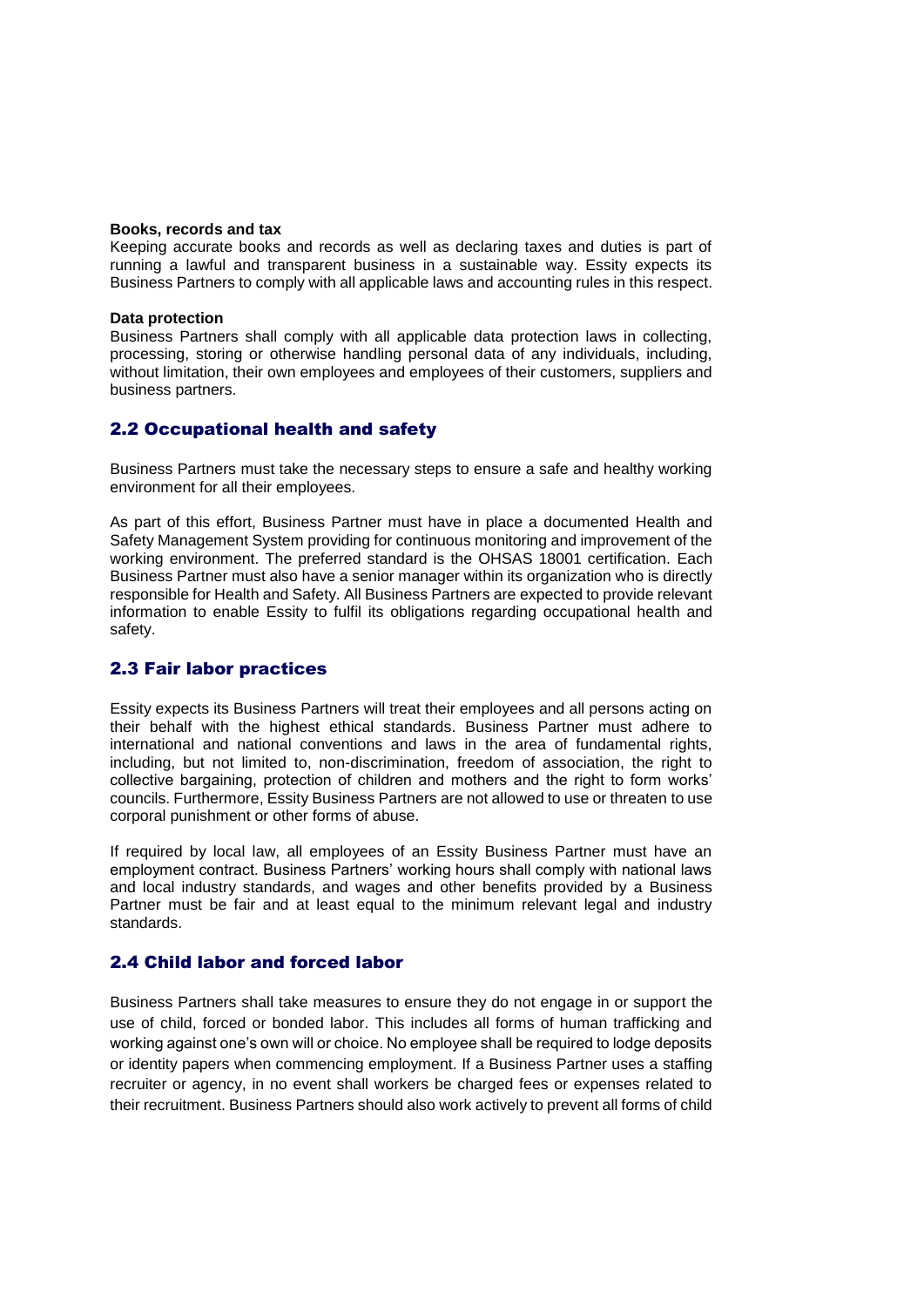**Books, records and tax**

Keeping accurate books and records as well as declaring taxes and duties is part of running a lawful and transparent business in a sustainable way. Essity expects its Business Partners to comply with all applicable laws and accounting rules in this respect.

**Data protection**

Business Partners shall comply with all applicable data protection laws in collecting, processing, storing or otherwise handling personal data of any individuals, including, without limitation, their own employees and employees of their customers, suppliers and business partners.

## 2.2 Occupational health and safety

Business Partners must take the necessary steps to ensure a safe and healthy working environment for all their employees.

As part of this effort, Business Partner must have in place a documented Health and Safety Management System providing for continuous monitoring and improvement of the working environment. The preferred standard is the OHSAS 18001 certification. Each Business Partner must also have a senior manager within its organization who is directly responsible for Health and Safety. All Business Partners are expected to provide relevant information to enable Essity to fulfil its obligations regarding occupational health and safety.

## 2.3 Fair labor practices

Essity expects its Business Partners will treat their employees and all persons acting on their behalf with the highest ethical standards. Business Partner must adhere to international and national conventions and laws in the area of fundamental rights, including, but not limited to, non-discrimination, freedom of association, the right to collective bargaining, protection of children and mothers and the right to form works' councils. Furthermore, Essity Business Partners are not allowed to use or threaten to use corporal punishment or other forms of abuse.

If required by local law, all employees of an Essity Business Partner must have an employment contract. Business Partners' working hours shall comply with national laws and local industry standards, and wages and other benefits provided by a Business Partner must be fair and at least equal to the minimum relevant legal and industry standards.

## 2.4 Child labor and forced labor

Business Partners shall take measures to ensure they do not engage in or support the use of child, forced or bonded labor. This includes all forms of human trafficking and working against one's own will or choice. No employee shall be required to lodge deposits or identity papers when commencing employment. If a Business Partner uses a staffing recruiter or agency, in no event shall workers be charged fees or expenses related to their recruitment. Business Partners should also work actively to prevent all forms of child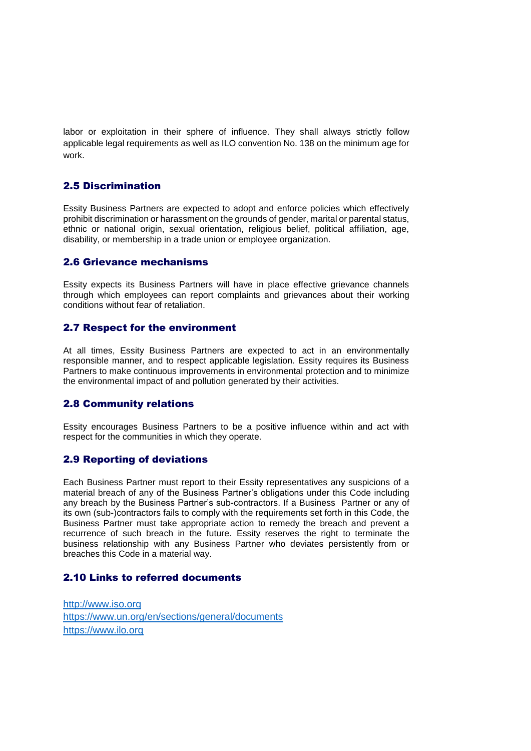labor or exploitation in their sphere of influence. They shall always strictly follow applicable legal requirements as well as ILO convention No. 138 on the minimum age for work.

### 2.5 Discrimination

Essity Business Partners are expected to adopt and enforce policies which effectively prohibit discrimination or harassment on the grounds of gender, marital or parental status, ethnic or national origin, sexual orientation, religious belief, political affiliation, age, disability, or membership in a trade union or employee organization.

### 2.6 Grievance mechanisms

Essity expects its Business Partners will have in place effective grievance channels through which employees can report complaints and grievances about their working conditions without fear of retaliation.

### 2.7 Respect for the environment

At all times, Essity Business Partners are expected to act in an environmentally responsible manner, and to respect applicable legislation. Essity requires its Business Partners to make continuous improvements in environmental protection and to minimize the environmental impact of and pollution generated by their activities.

### 2.8 Community relations

Essity encourages Business Partners to be a positive influence within and act with respect for the communities in which they operate.

### 2.9 Reporting of deviations

Each Business Partner must report to their Essity representatives any suspicions of a material breach of any of the Business Partner's obligations under this Code including any breach by the Business Partner's sub-contractors. If a Business Partner or any of its own (sub-)contractors fails to comply with the requirements set forth in this Code, the Business Partner must take appropriate action to remedy the breach and prevent a recurrence of such breach in the future. Essity reserves the right to terminate the business relationship with any Business Partner who deviates persistently from or breaches this Code in a material way.

### 2.10 Links to referred documents

http://www.iso.org
https://www.un.org/en/sections/general/documents
https://www.ilo.org